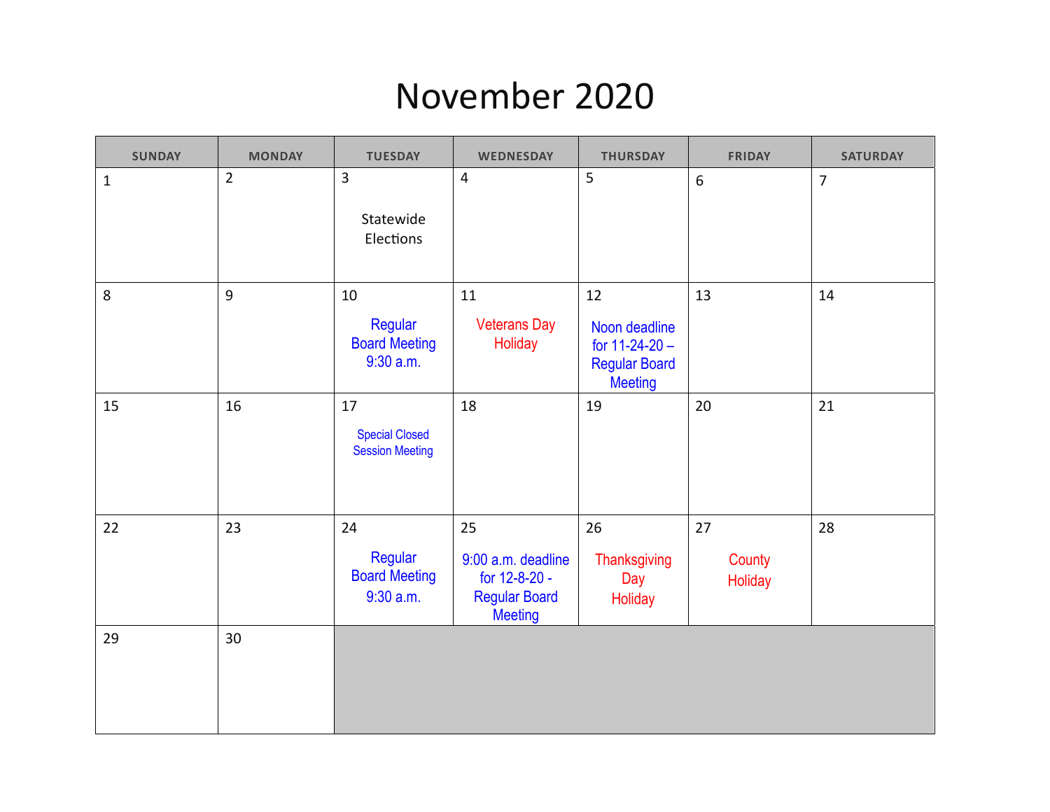# November 2020

| SUNDAY | MONDAY | TUESDAY | WEDNESDAY | THURSDAY | FRIDAY | SATURDAY |
|---|---|---|---|---|---|---|
| 1 | 2 | 3 Statewide Elections | 4 | 5 | 6 | 7 |
| 8 | 9 | 10 Regular Board Meeting 9:30 a.m. | 11 Veterans Day Holiday | 12 Noon deadline for 11-24-20 – Regular Board Meeting | 13 | 14 |
| 15 | 16 | 17 Special Closed Session Meeting | 18 | 19 | 20 | 21 |
| 22 | 23 | 24 Regular Board Meeting 9:30 a.m. | 25 9:00 a.m. deadline for 12-8-20 - Regular Board Meeting | 26 Thanksgiving Day Holiday | 27 County Holiday | 28 |
| 29 | 30 | | | | | |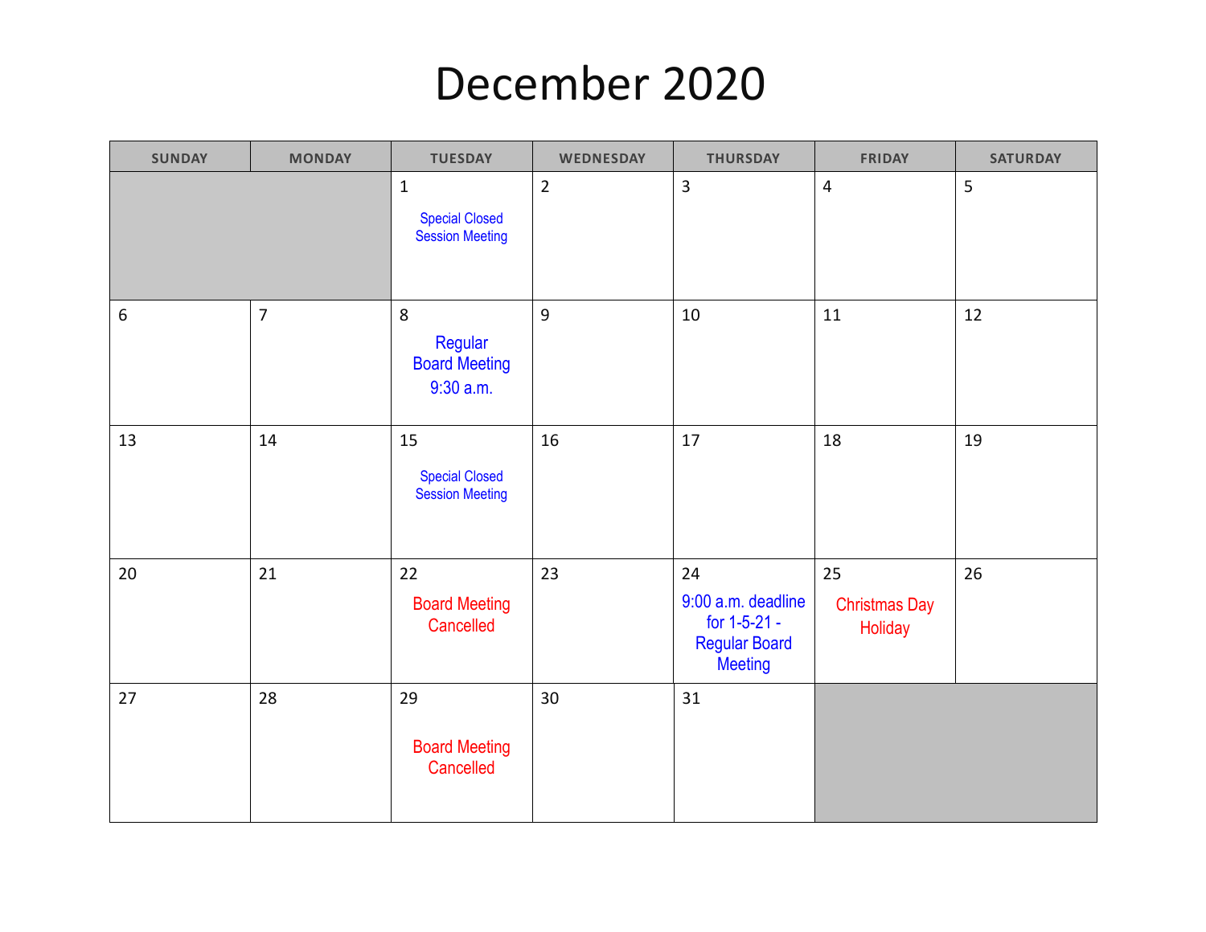# December 2020

| SUNDAY | MONDAY | TUESDAY | WEDNESDAY | THURSDAY | FRIDAY | SATURDAY |
|---|---|---|---|---|---|---|
| | | 1 Special Closed Session Meeting | 2 | 3 | 4 | 5 |
| 6 | 7 | 8 Regular Board Meeting 9:30 a.m. | 9 | 10 | 11 | 12 |
| 13 | 14 | 15 Special Closed Session Meeting | 16 | 17 | 18 | 19 |
| 20 | 21 | 22 Board Meeting Cancelled | 23 | 24 9:00 a.m. deadline for 1-5-21 - Regular Board Meeting | 25 Christmas Day Holiday | 26 |
| 27 | 28 | 29 Board Meeting Cancelled | 30 | 31 | | |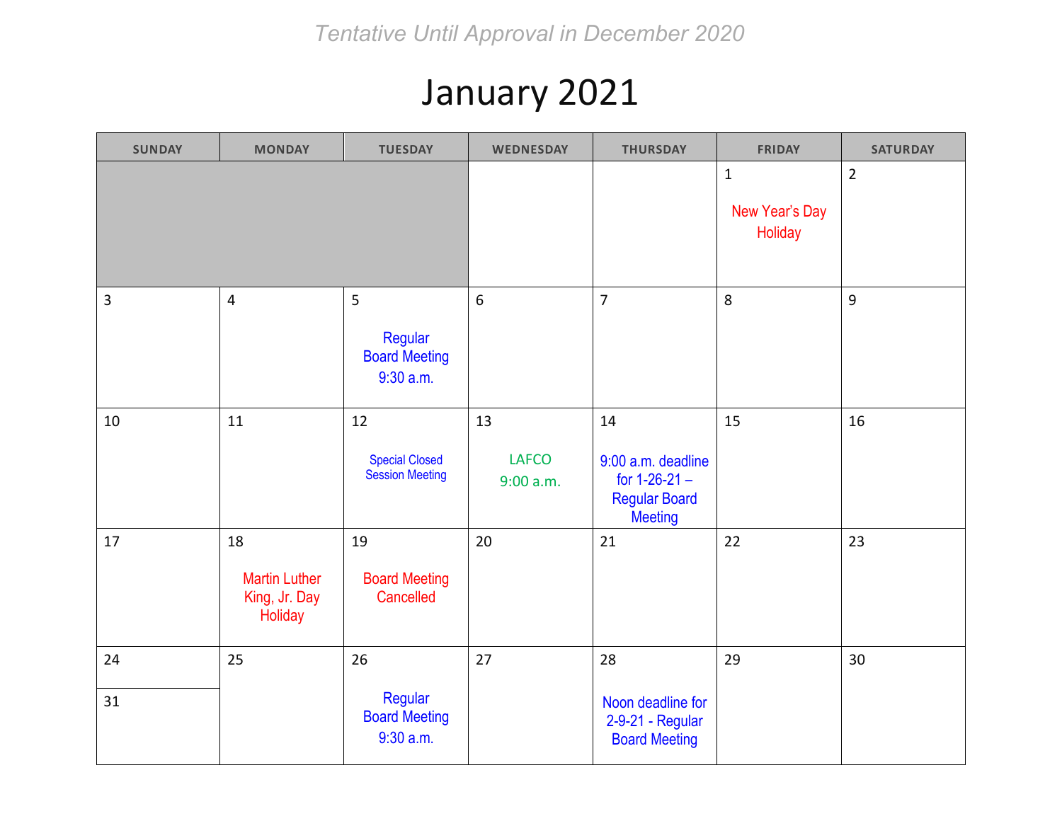*Tentative Until Approval in December 2020*

# January 2021

| SUNDAY | MONDAY | TUESDAY | WEDNESDAY | THURSDAY | FRIDAY | SATURDAY |
|---|---|---|---|---|---|---|
| | | | | | 1 New Year's Day Holiday | 2 |
| 3 | 4 | 5 Regular Board Meeting 9:30 a.m. | 6 | 7 | 8 | 9 |
| 10 | 11 | 12 Special Closed Session Meeting | 13 LAFCO 9:00 a.m. | 14 9:00 a.m. deadline for 1-26-21 – Regular Board Meeting | 15 | 16 |
| 17 | 18 Martin Luther King, Jr. Day Holiday | 19 Board Meeting Cancelled | 20 | 21 | 22 | 23 |
| 24 / 31 | 25 | 26 Regular Board Meeting 9:30 a.m. | 27 | 28 Noon deadline for 2-9-21 - Regular Board Meeting | 29 | 30 |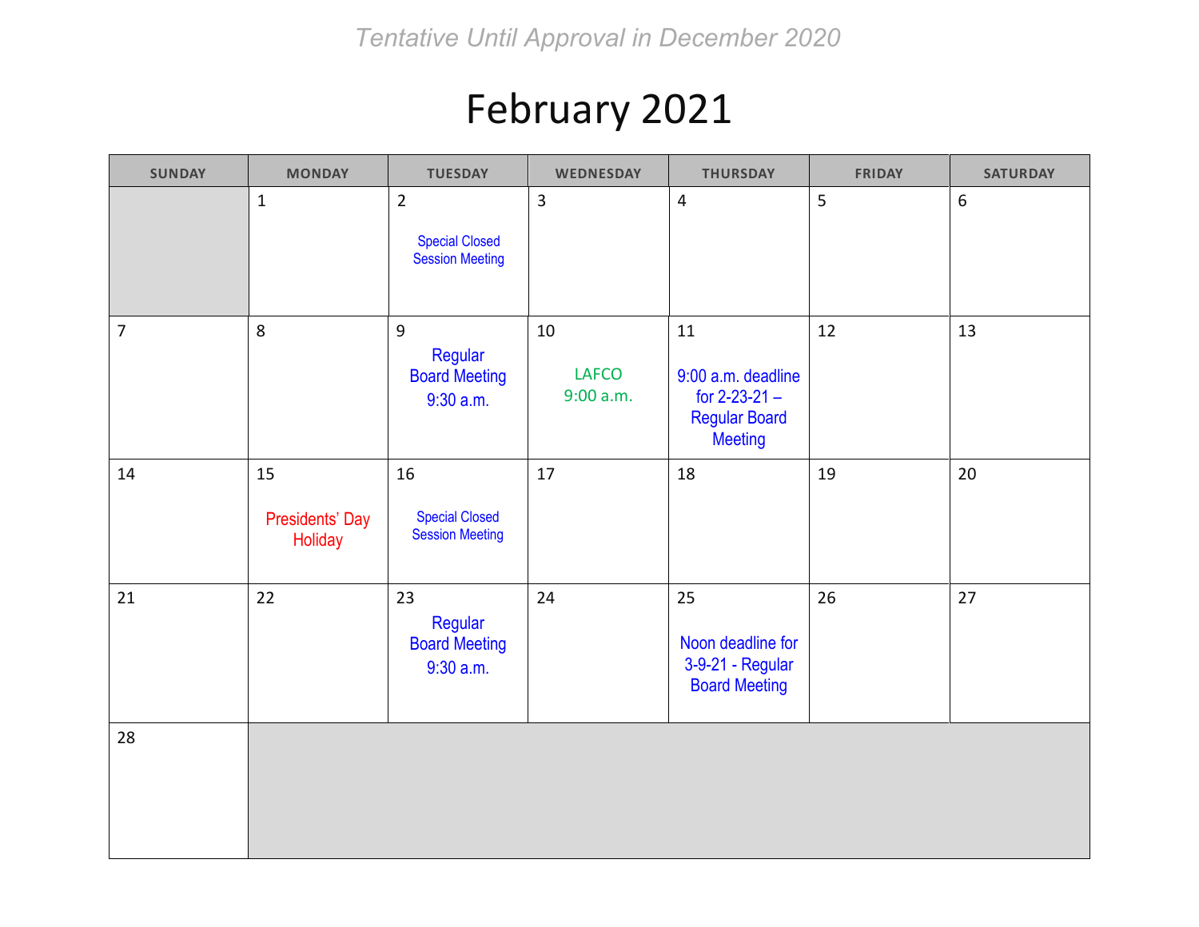*Tentative Until Approval in December 2020*

# February 2021

| SUNDAY | MONDAY | TUESDAY | WEDNESDAY | THURSDAY | FRIDAY | SATURDAY |
|---|---|---|---|---|---|---|
| | 1 | 2<br>Special Closed Session Meeting | 3 | 4 | 5 | 6 |
| 7 | 8 | 9<br>Regular Board Meeting 9:30 a.m. | 10<br>LAFCO 9:00 a.m. | 11<br>9:00 a.m. deadline for 2-23-21 – Regular Board Meeting | 12 | 13 |
| 14 | 15<br>Presidents' Day Holiday | 16<br>Special Closed Session Meeting | 17 | 18 | 19 | 20 |
| 21 | 22 | 23<br>Regular Board Meeting 9:30 a.m. | 24 | 25<br>Noon deadline for 3-9-21 - Regular Board Meeting | 26 | 27 |
| 28 | | | | | | |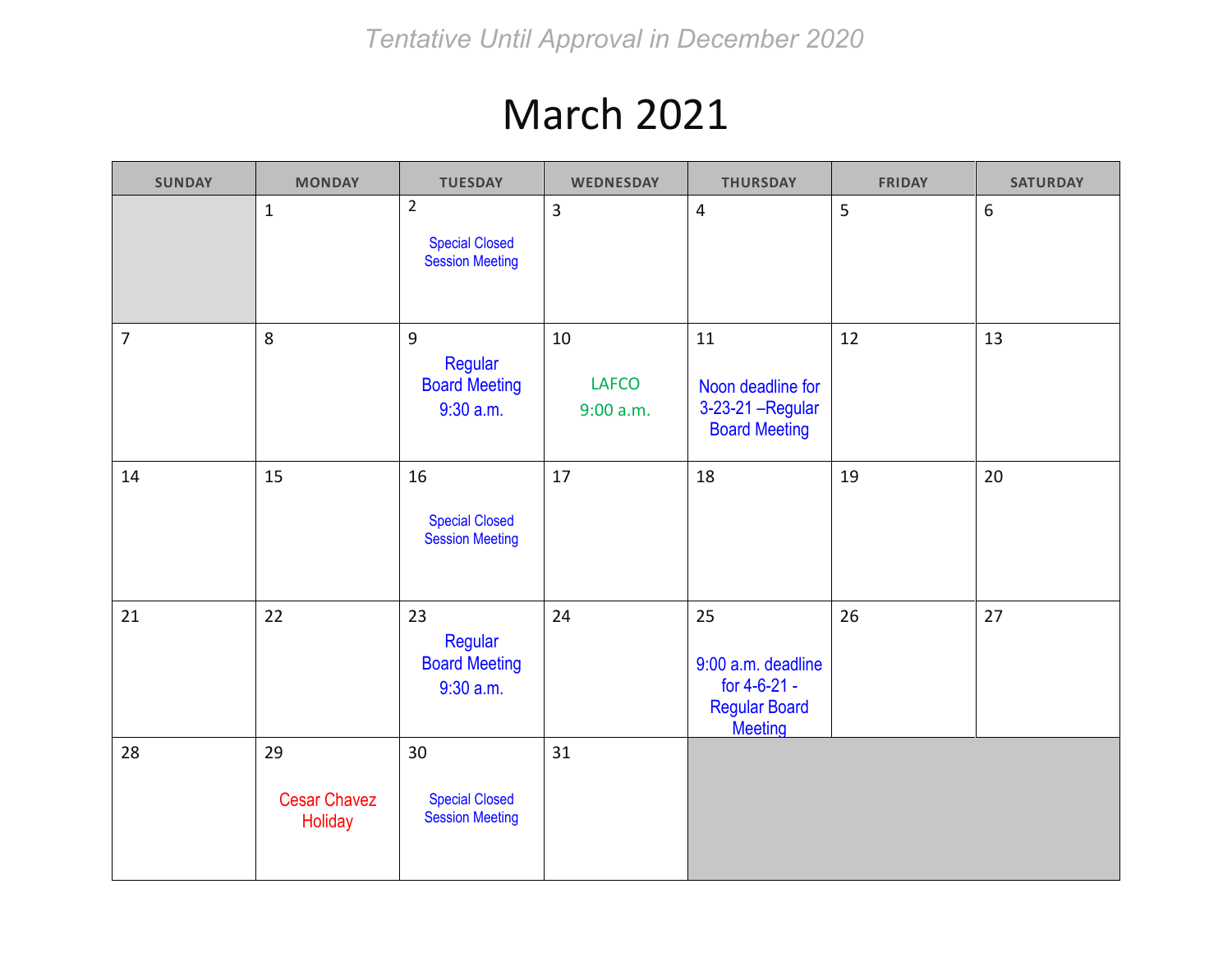*Tentative Until Approval in December 2020*

# March 2021

| SUNDAY | MONDAY | TUESDAY | WEDNESDAY | THURSDAY | FRIDAY | SATURDAY |
|---|---|---|---|---|---|---|
| | 1 | 2 Special Closed Session Meeting | 3 | 4 | 5 | 6 |
| 7 | 8 | 9 Regular Board Meeting 9:30 a.m. | 10 LAFCO 9:00 a.m. | 11 Noon deadline for 3-23-21 –Regular Board Meeting | 12 | 13 |
| 14 | 15 | 16 Special Closed Session Meeting | 17 | 18 | 19 | 20 |
| 21 | 22 | 23 Regular Board Meeting 9:30 a.m. | 24 | 25 9:00 a.m. deadline for 4-6-21 - Regular Board Meeting | 26 | 27 |
| 28 | 29 Cesar Chavez Holiday | 30 Special Closed Session Meeting | 31 | | | |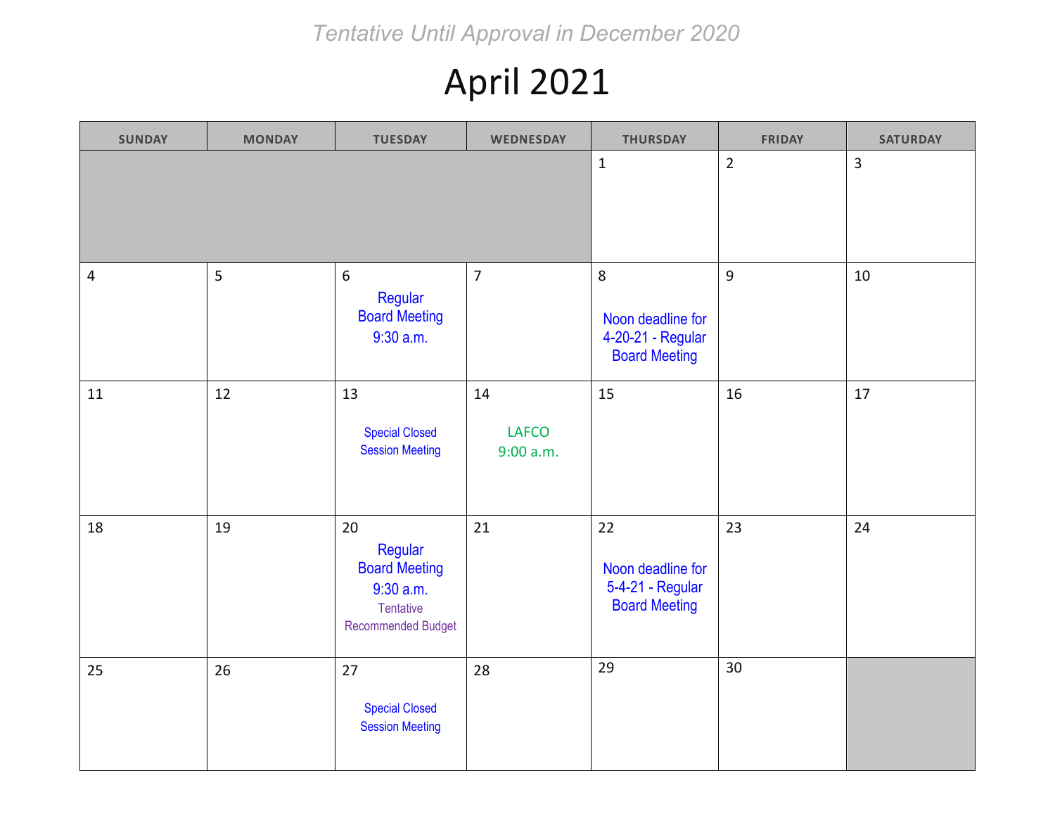*Tentative Until Approval in December 2020*

# April 2021

| SUNDAY | MONDAY | TUESDAY | WEDNESDAY | THURSDAY | FRIDAY | SATURDAY |
|---|---|---|---|---|---|---|
| | | | | 1 | 2 | 3 |
| 4 | 5 | 6 Regular Board Meeting 9:30 a.m. | 7 | 8 Noon deadline for 4-20-21 - Regular Board Meeting | 9 | 10 |
| 11 | 12 | 13 Special Closed Session Meeting | 14 LAFCO 9:00 a.m. | 15 | 16 | 17 |
| 18 | 19 | 20 Regular Board Meeting 9:30 a.m. Tentative Recommended Budget | 21 | 22 Noon deadline for 5-4-21 - Regular Board Meeting | 23 | 24 |
| 25 | 26 | 27 Special Closed Session Meeting | 28 | 29 | 30 | |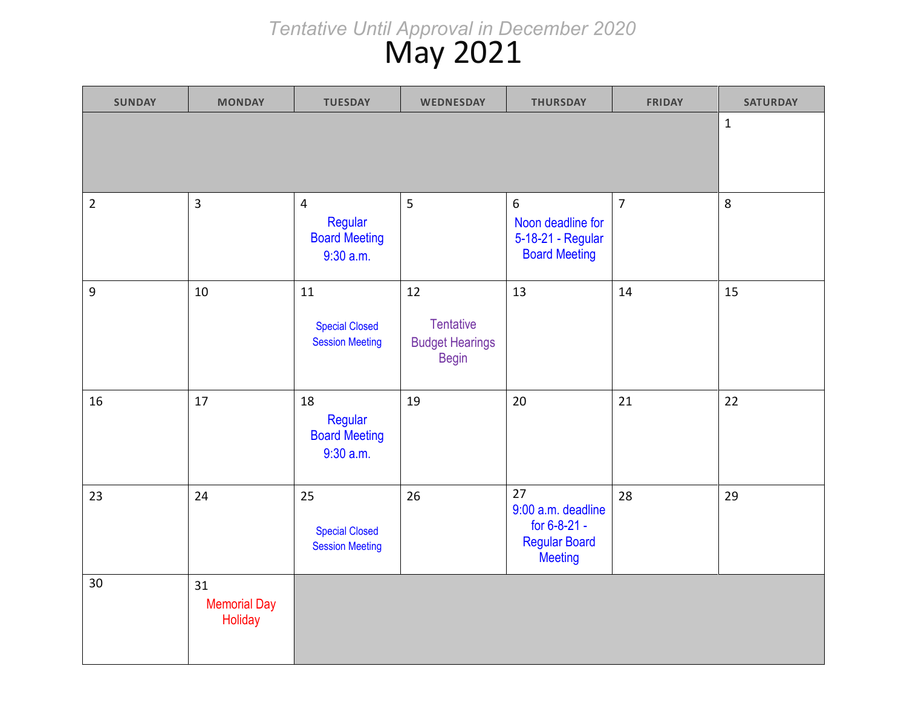*Tentative Until Approval in December 2020*

# May 2021

| SUNDAY | MONDAY | TUESDAY | WEDNESDAY | THURSDAY | FRIDAY | SATURDAY |
|---|---|---|---|---|---|---|
| | | | | | | 1 |
| 2 | 3 | 4 Regular Board Meeting 9:30 a.m. | 5 | 6 Noon deadline for 5-18-21 - Regular Board Meeting | 7 | 8 |
| 9 | 10 | 11 Special Closed Session Meeting | 12 Tentative Budget Hearings Begin | 13 | 14 | 15 |
| 16 | 17 | 18 Regular Board Meeting 9:30 a.m. | 19 | 20 | 21 | 22 |
| 23 | 24 | 25 Special Closed Session Meeting | 26 | 27 9:00 a.m. deadline for 6-8-21 - Regular Board Meeting | 28 | 29 |
| 30 | 31 Memorial Day Holiday | | | | | |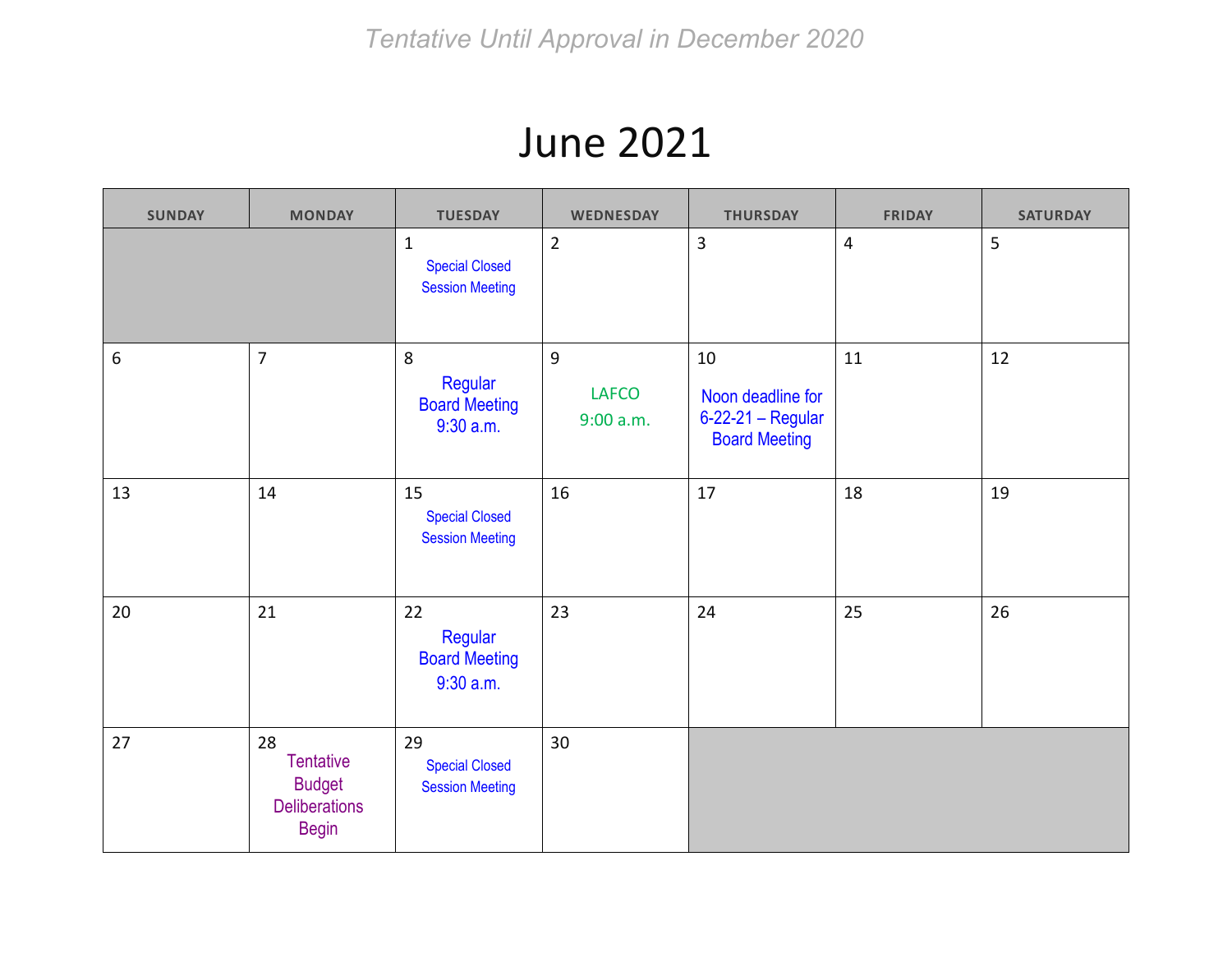*Tentative Until Approval in December 2020*

# June 2021

| SUNDAY | MONDAY | TUESDAY | WEDNESDAY | THURSDAY | FRIDAY | SATURDAY |
|---|---|---|---|---|---|---|
| | | 1 Special Closed Session Meeting | 2 | 3 | 4 | 5 |
| 6 | 7 | 8 Regular Board Meeting 9:30 a.m. | 9 LAFCO 9:00 a.m. | 10 Noon deadline for 6-22-21 – Regular Board Meeting | 11 | 12 |
| 13 | 14 | 15 Special Closed Session Meeting | 16 | 17 | 18 | 19 |
| 20 | 21 | 22 Regular Board Meeting 9:30 a.m. | 23 | 24 | 25 | 26 |
| 27 | 28 Tentative Budget Deliberations Begin | 29 Special Closed Session Meeting | 30 | | | |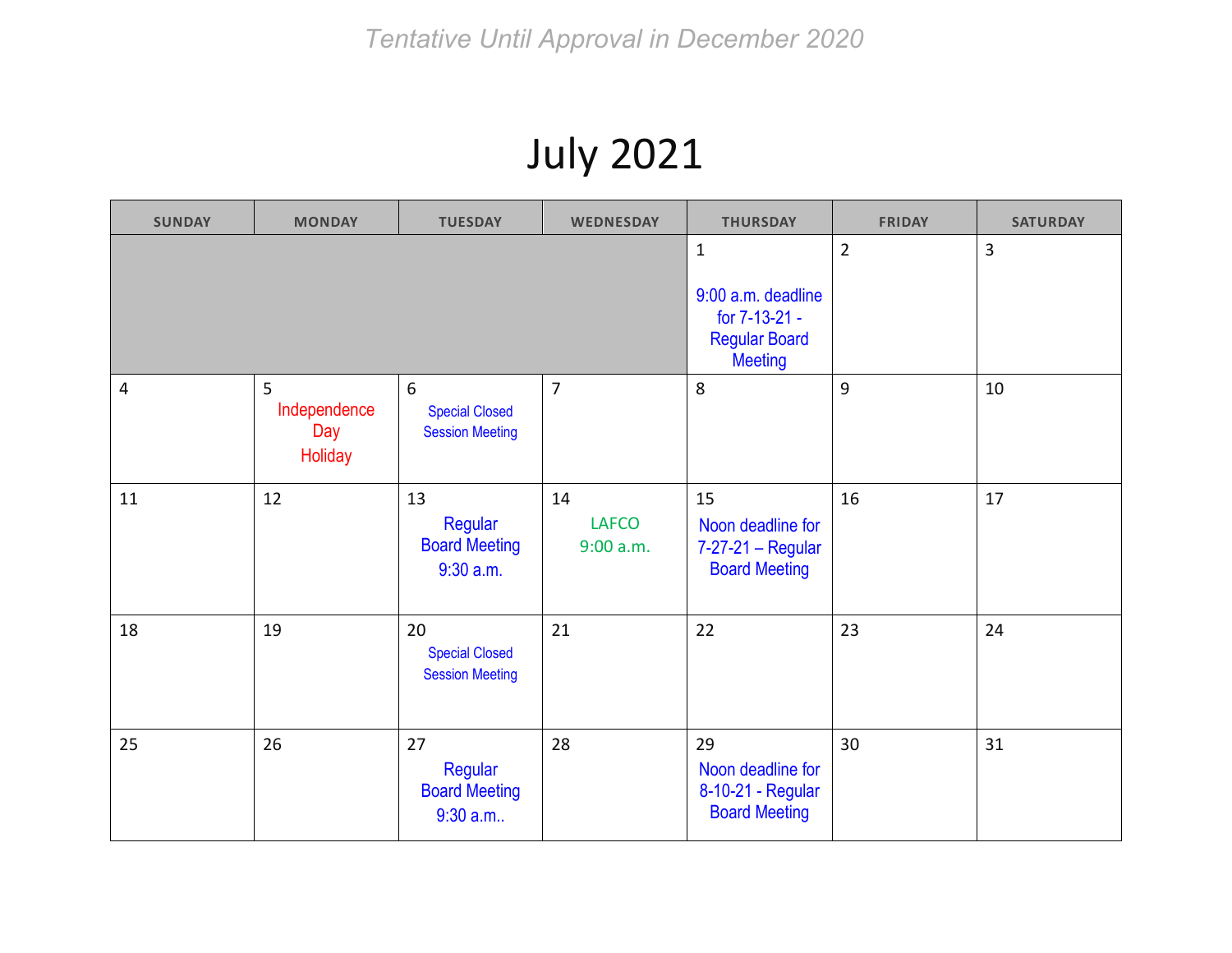*Tentative Until Approval in December 2020*

# July 2021

| SUNDAY | MONDAY | TUESDAY | WEDNESDAY | THURSDAY | FRIDAY | SATURDAY |
|---|---|---|---|---|---|---|
| | | | | 1<br>9:00 a.m. deadline for 7-13-21 - Regular Board Meeting | 2 | 3 |
| 4 | 5<br>Independence Day Holiday | 6<br>Special Closed Session Meeting | 7 | 8 | 9 | 10 |
| 11 | 12 | 13<br>Regular Board Meeting 9:30 a.m. | 14<br>LAFCO 9:00 a.m. | 15<br>Noon deadline for 7-27-21 – Regular Board Meeting | 16 | 17 |
| 18 | 19 | 20<br>Special Closed Session Meeting | 21 | 22 | 23 | 24 |
| 25 | 26 | 27<br>Regular Board Meeting 9:30 a.m.. | 28 | 29<br>Noon deadline for 8-10-21 - Regular Board Meeting | 30 | 31 |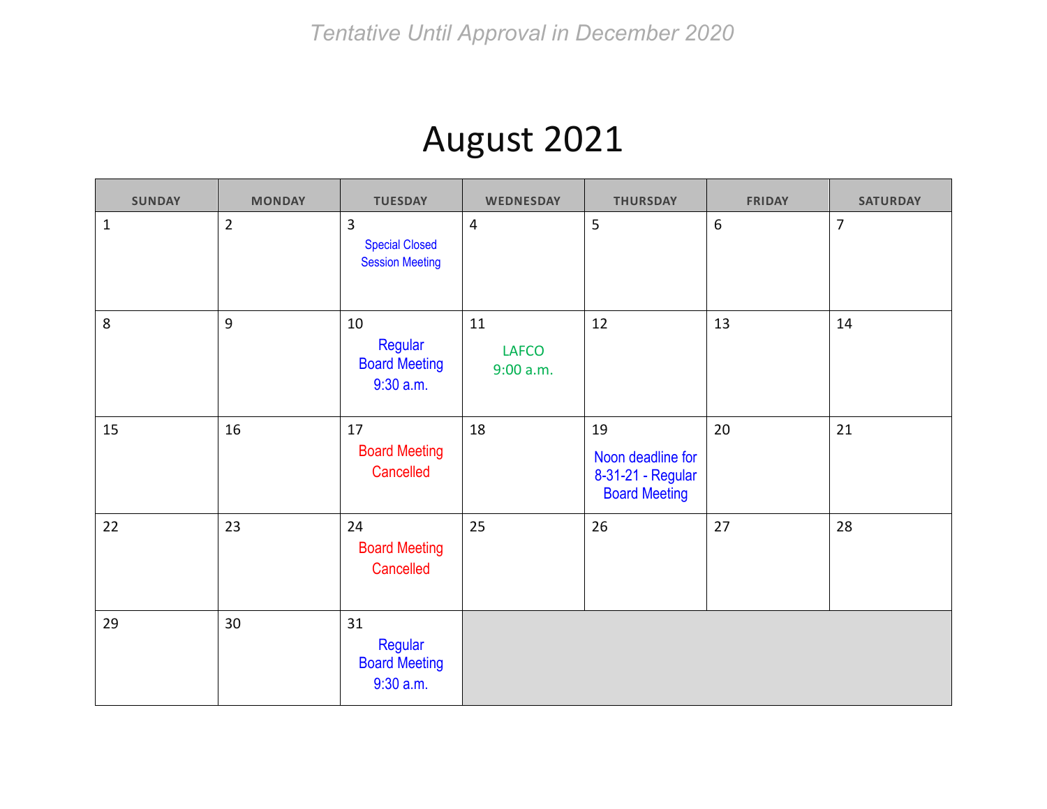*Tentative Until Approval in December 2020*

# August 2021

| SUNDAY | MONDAY | TUESDAY | WEDNESDAY | THURSDAY | FRIDAY | SATURDAY |
|---|---|---|---|---|---|---|
| 1 | 2 | 3 Special Closed Session Meeting | 4 | 5 | 6 | 7 |
| 8 | 9 | 10 Regular Board Meeting 9:30 a.m. | 11 LAFCO 9:00 a.m. | 12 | 13 | 14 |
| 15 | 16 | 17 Board Meeting Cancelled | 18 | 19 Noon deadline for 8-31-21 - Regular Board Meeting | 20 | 21 |
| 22 | 23 | 24 Board Meeting Cancelled | 25 | 26 | 27 | 28 |
| 29 | 30 | 31 Regular Board Meeting 9:30 a.m. | | | | |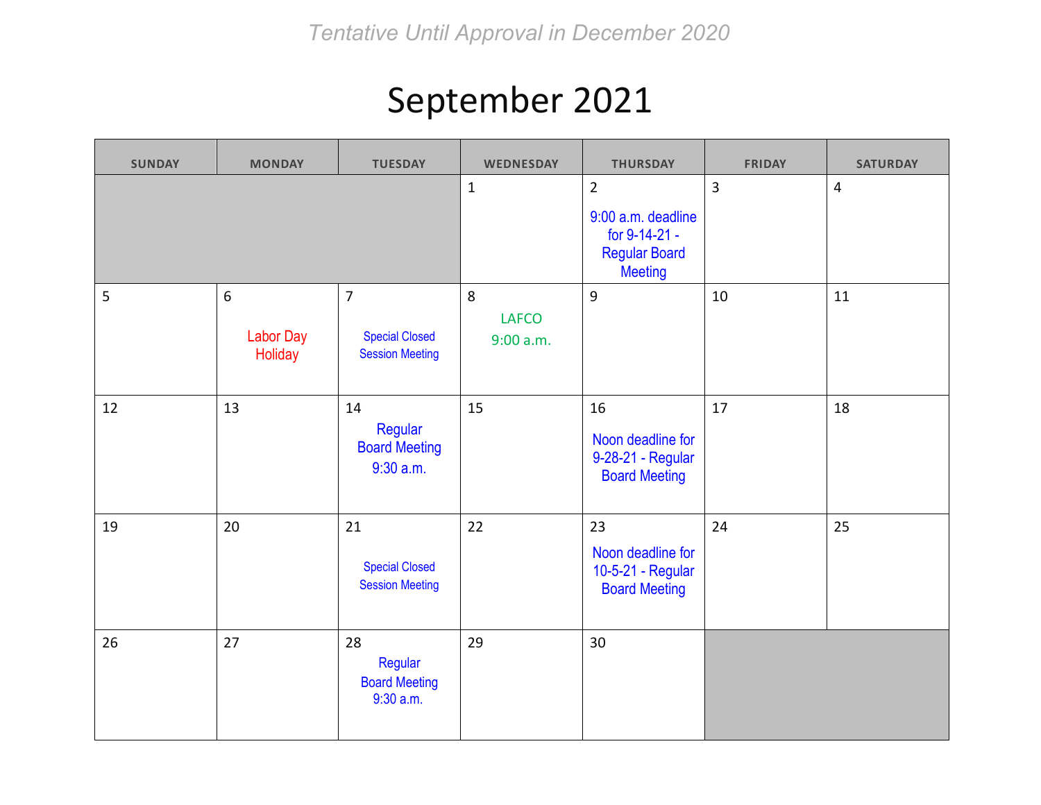*Tentative Until Approval in December 2020*

# September 2021

| SUNDAY | MONDAY | TUESDAY | WEDNESDAY | THURSDAY | FRIDAY | SATURDAY |
|---|---|---|---|---|---|---|
| | | | 1 | 2 9:00 a.m. deadline for 9-14-21 - Regular Board Meeting | 3 | 4 |
| 5 | 6 Labor Day Holiday | 7 Special Closed Session Meeting | 8 LAFCO 9:00 a.m. | 9 | 10 | 11 |
| 12 | 13 | 14 Regular Board Meeting 9:30 a.m. | 15 | 16 Noon deadline for 9-28-21 - Regular Board Meeting | 17 | 18 |
| 19 | 20 | 21 Special Closed Session Meeting | 22 | 23 Noon deadline for 10-5-21 - Regular Board Meeting | 24 | 25 |
| 26 | 27 | 28 Regular Board Meeting 9:30 a.m. | 29 | 30 | | |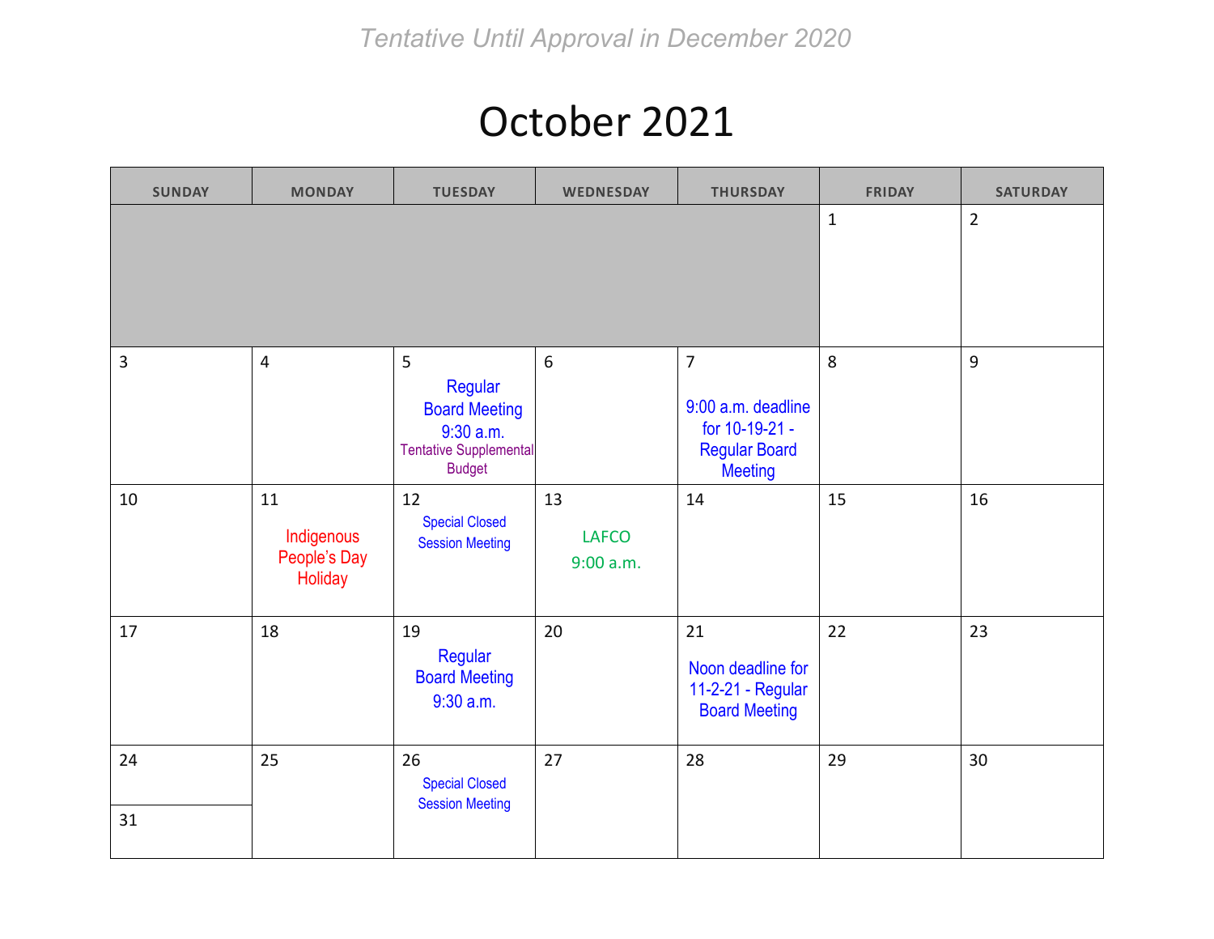*Tentative Until Approval in December 2020*

# October 2021

| SUNDAY | MONDAY | TUESDAY | WEDNESDAY | THURSDAY | FRIDAY | SATURDAY |
|---|---|---|---|---|---|---|
| | | | | | 1 | 2 |
| 3 | 4 | 5 Regular Board Meeting 9:30 a.m. Tentative Supplemental Budget | 6 | 7 9:00 a.m. deadline for 10-19-21 - Regular Board Meeting | 8 | 9 |
| 10 | 11 Indigenous People's Day Holiday | 12 Special Closed Session Meeting | 13 LAFCO 9:00 a.m. | 14 | 15 | 16 |
| 17 | 18 | 19 Regular Board Meeting 9:30 a.m. | 20 | 21 Noon deadline for 11-2-21 - Regular Board Meeting | 22 | 23 |
| 24 / 31 | 25 | 26 Special Closed Session Meeting | 27 | 28 | 29 | 30 |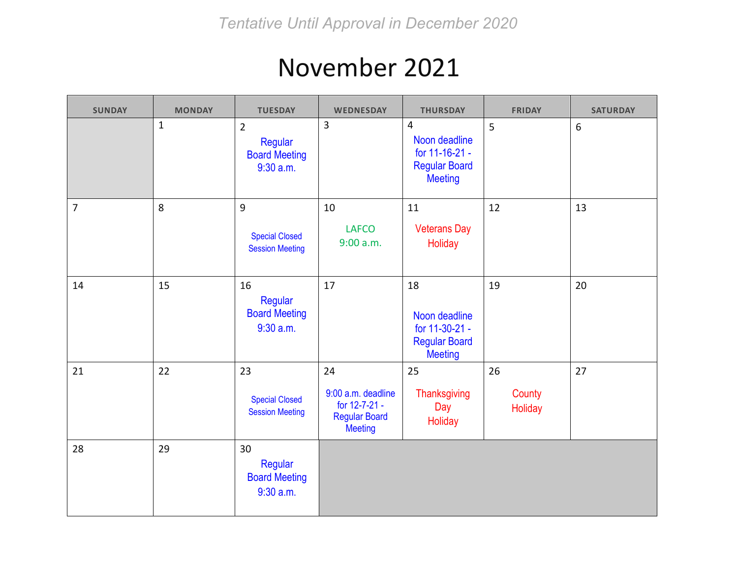*Tentative Until Approval in December 2020*

# November 2021

| SUNDAY | MONDAY | TUESDAY | WEDNESDAY | THURSDAY | FRIDAY | SATURDAY |
|---|---|---|---|---|---|---|
| | 1 | 2 Regular Board Meeting 9:30 a.m. | 3 | 4 Noon deadline for 11-16-21 - Regular Board Meeting | 5 | 6 |
| 7 | 8 | 9 Special Closed Session Meeting | 10 LAFCO 9:00 a.m. | 11 Veterans Day Holiday | 12 | 13 |
| 14 | 15 | 16 Regular Board Meeting 9:30 a.m. | 17 | 18 Noon deadline for 11-30-21 - Regular Board Meeting | 19 | 20 |
| 21 | 22 | 23 Special Closed Session Meeting | 24 9:00 a.m. deadline for 12-7-21 - Regular Board Meeting | 25 Thanksgiving Day Holiday | 26 County Holiday | 27 |
| 28 | 29 | 30 Regular Board Meeting 9:30 a.m. | | | | |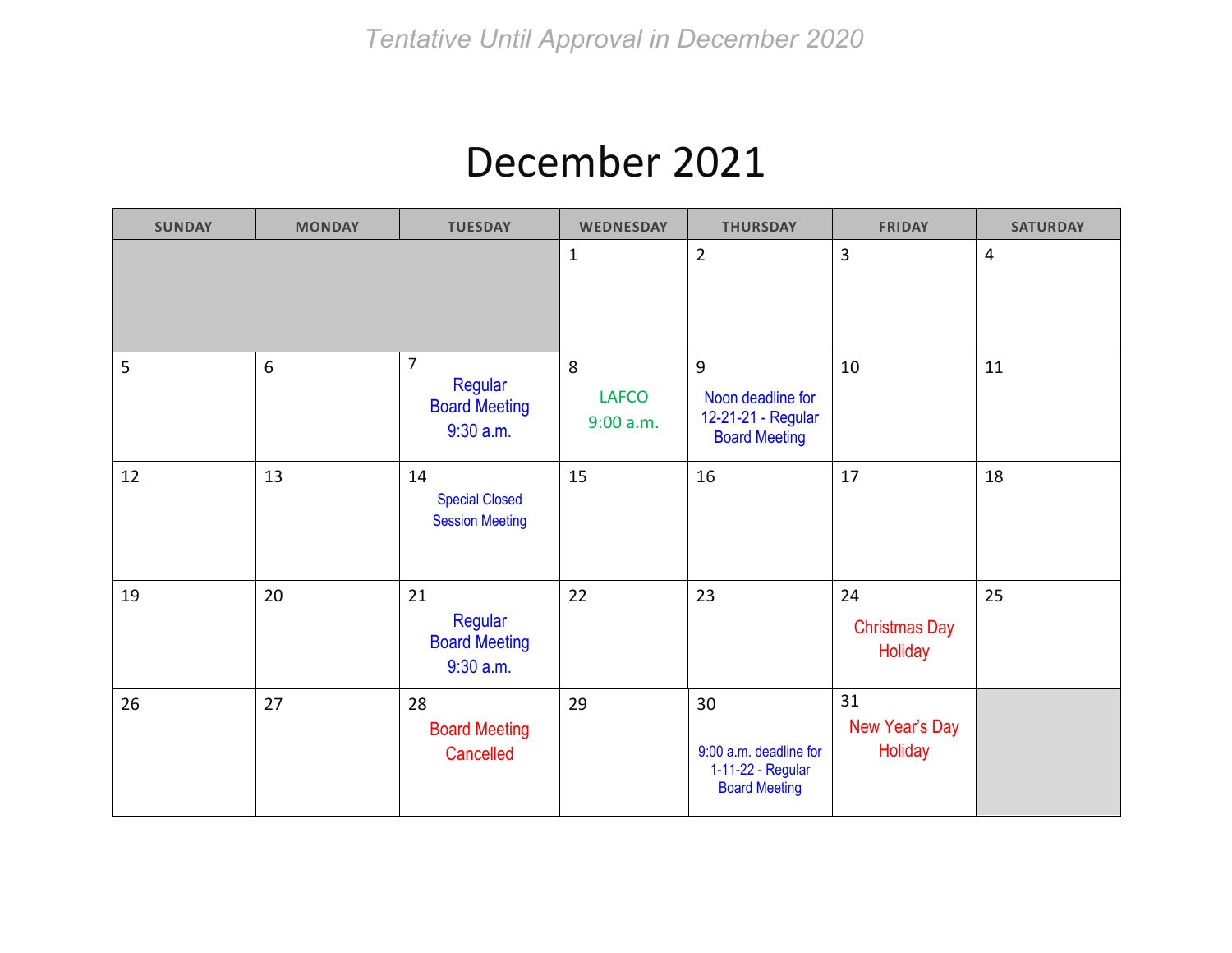*Tentative Until Approval in December 2020*

# December 2021

| SUNDAY | MONDAY | TUESDAY | WEDNESDAY | THURSDAY | FRIDAY | SATURDAY |
|---|---|---|---|---|---|---|
| | | | 1 | 2 | 3 | 4 |
| 5 | 6 | 7 Regular Board Meeting 9:30 a.m. | 8 LAFCO 9:00 a.m. | 9 Noon deadline for 12-21-21 - Regular Board Meeting | 10 | 11 |
| 12 | 13 | 14 Special Closed Session Meeting | 15 | 16 | 17 | 18 |
| 19 | 20 | 21 Regular Board Meeting 9:30 a.m. | 22 | 23 | 24 Christmas Day Holiday | 25 |
| 26 | 27 | 28 Board Meeting Cancelled | 29 | 30 9:00 a.m. deadline for 1-11-22 - Regular Board Meeting | 31 New Year's Day Holiday | |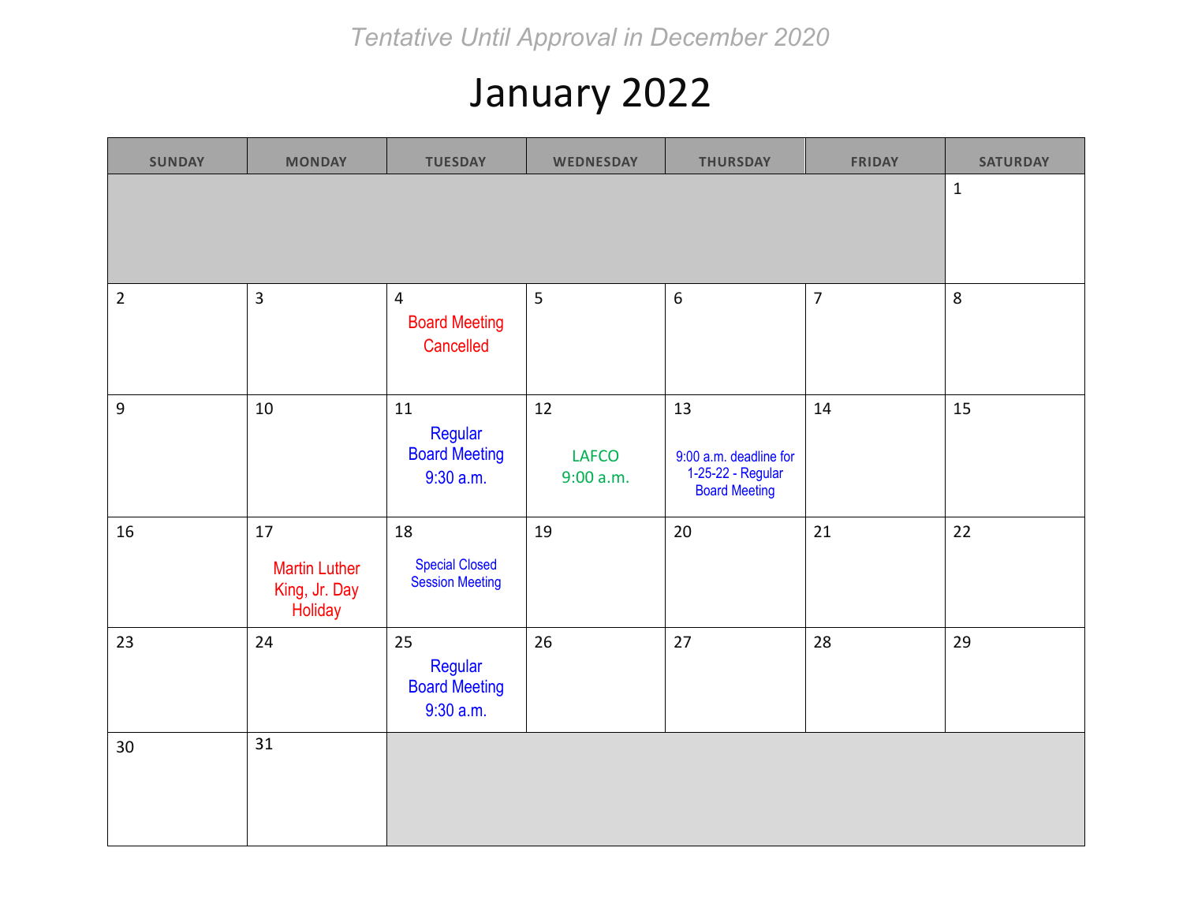*Tentative Until Approval in December 2020*

# January 2022

| SUNDAY | MONDAY | TUESDAY | WEDNESDAY | THURSDAY | FRIDAY | SATURDAY |
|---|---|---|---|---|---|---|
| | | | | | | 1 |
| 2 | 3 | 4 Board Meeting Cancelled | 5 | 6 | 7 | 8 |
| 9 | 10 | 11 Regular Board Meeting 9:30 a.m. | 12 LAFCO 9:00 a.m. | 13 9:00 a.m. deadline for 1-25-22 - Regular Board Meeting | 14 | 15 |
| 16 | 17 Martin Luther King, Jr. Day Holiday | 18 Special Closed Session Meeting | 19 | 20 | 21 | 22 |
| 23 | 24 | 25 Regular Board Meeting 9:30 a.m. | 26 | 27 | 28 | 29 |
| 30 | 31 | | | | | |